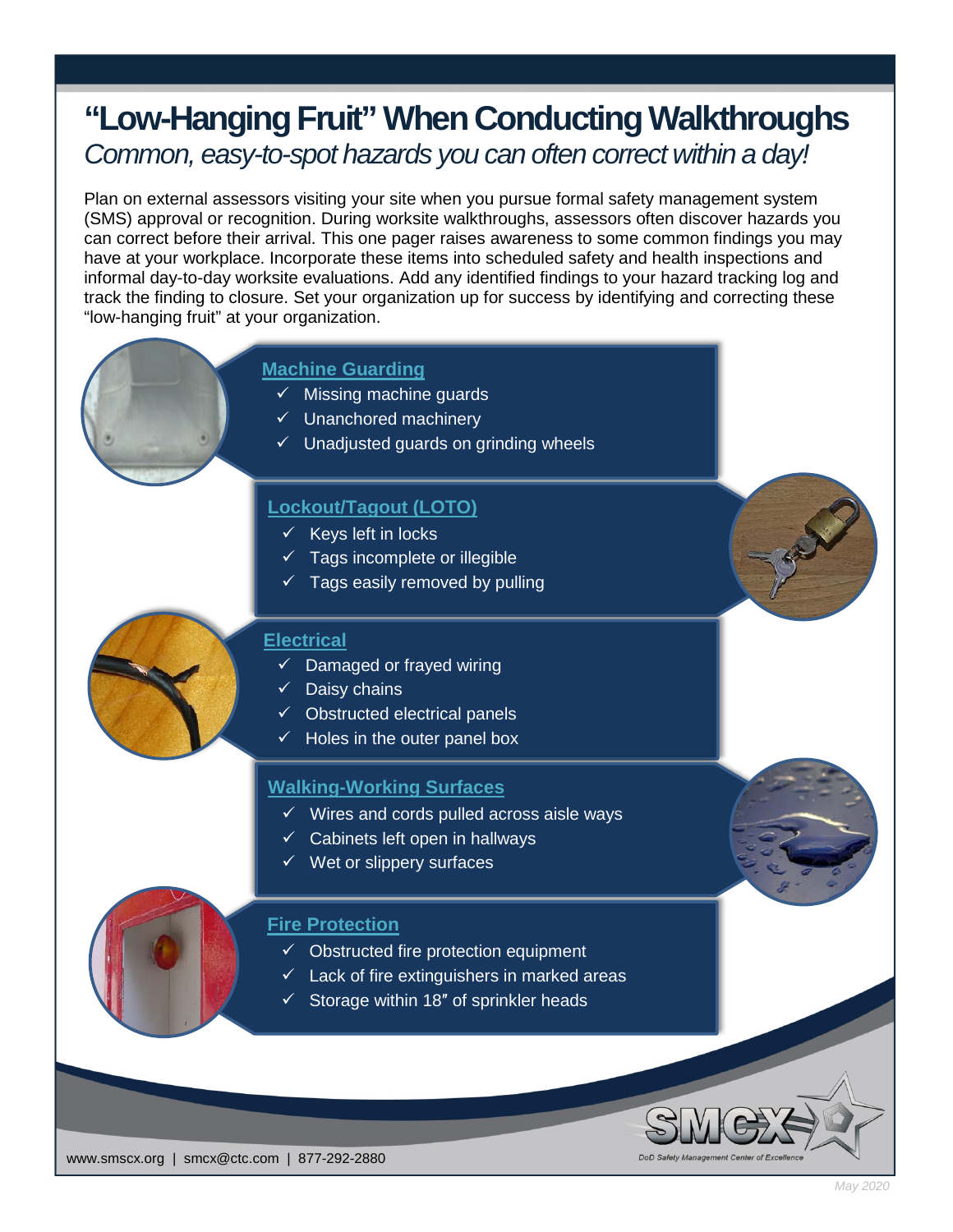# "Low-Hanging Fruit" When Conducting Walkthroughs

*Common, easy-to-spot hazards you can often correct within a day!*

Plan on external assessors visiting your site when you pursue formal safety management system (SMS) approval or recognition. During worksite walkthroughs, assessors often discover hazards you can correct before their arrival. This one pager raises awareness to some common findings you may have at your workplace. Incorporate these items into scheduled safety and health inspections and informal day-to-day worksite evaluations. Add any identified findings to your hazard tracking log and track the finding to closure. Set your organization up for success by identifying and correcting these "low-hanging fruit" at your organization.

## Machine Guarding

- ✓ Missing machine guards
- ✓ Unanchored machinery
- ✓ Unadjusted guards on grinding wheels

## Lockout/Tagout (LOTO)

- ✓ Keys left in locks
- ✓ Tags incomplete or illegible
- ✓ Tags easily removed by pulling

## Electrical

- ✓ Damaged or frayed wiring
- ✓ Daisy chains
- ✓ Obstructed electrical panels
- ✓ Holes in the outer panel box

## Walking-Working Surfaces

- ✓ Wires and cords pulled across aisle ways
- ✓ Cabinets left open in hallways
- ✓ Wet or slippery surfaces

## Fire Protection

- ✓ Obstructed fire protection equipment
- ✓ Lack of fire extinguishers in marked areas
- ✓ Storage within 18″ of sprinkler heads

SMCX — DoD Safety Management Center of Excellence

www.smscx.org | smcx@ctc.com | 877-292-2880

*May 2020*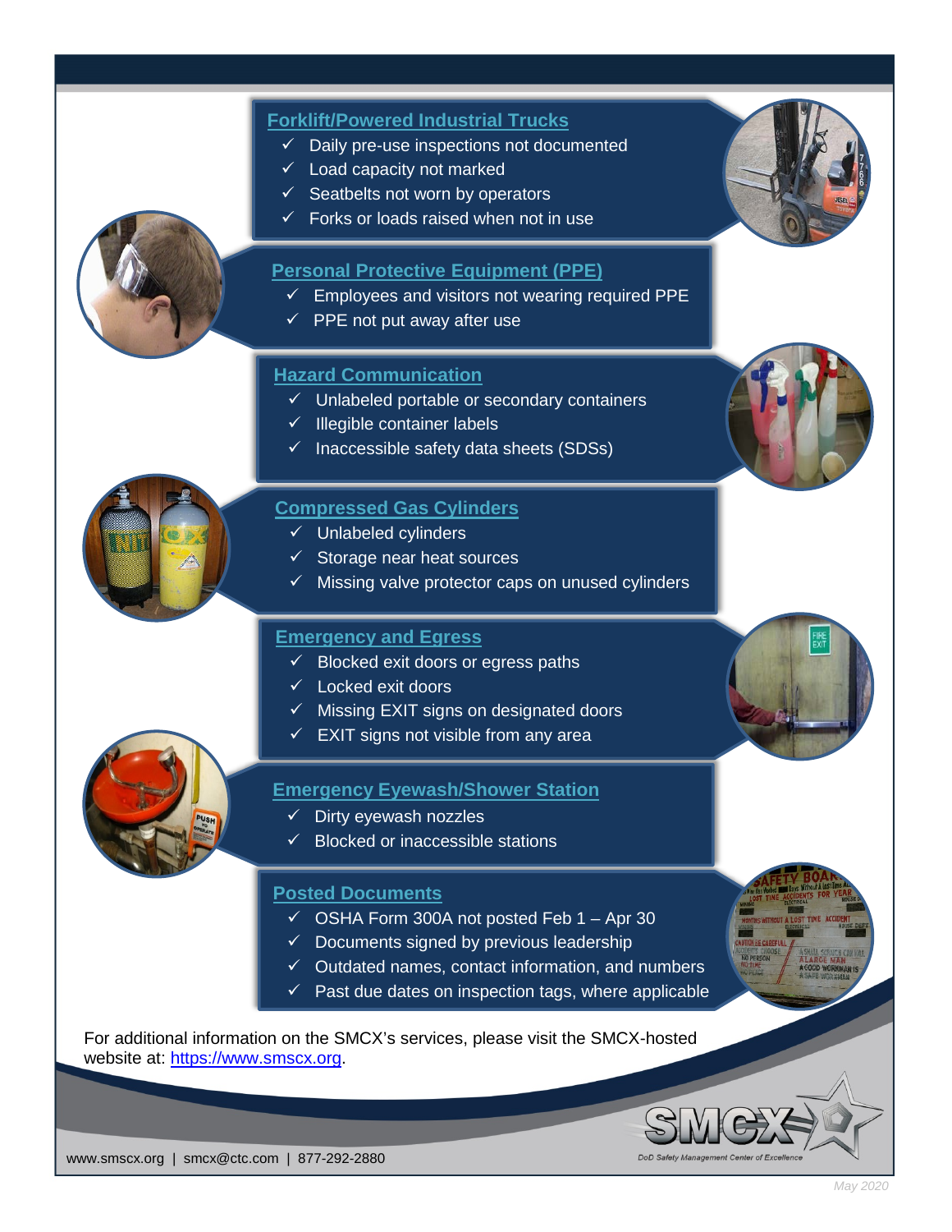## Forklift/Powered Industrial Trucks

- ✓ Daily pre-use inspections not documented
- ✓ Load capacity not marked
- ✓ Seatbelts not worn by operators
- ✓ Forks or loads raised when not in use

## Personal Protective Equipment (PPE)

- ✓ Employees and visitors not wearing required PPE
- ✓ PPE not put away after use

## Hazard Communication

- ✓ Unlabeled portable or secondary containers
- ✓ Illegible container labels
- ✓ Inaccessible safety data sheets (SDSs)

## Compressed Gas Cylinders

- ✓ Unlabeled cylinders
- ✓ Storage near heat sources
- ✓ Missing valve protector caps on unused cylinders

## Emergency and Egress

- ✓ Blocked exit doors or egress paths
- ✓ Locked exit doors
- ✓ Missing EXIT signs on designated doors
- ✓ EXIT signs not visible from any area

## Emergency Eyewash/Shower Station

- ✓ Dirty eyewash nozzles
- ✓ Blocked or inaccessible stations

## Posted Documents

- ✓ OSHA Form 300A not posted Feb 1 – Apr 30
- ✓ Documents signed by previous leadership
- ✓ Outdated names, contact information, and numbers
- ✓ Past due dates on inspection tags, where applicable

For additional information on the SMCX's services, please visit the SMCX-hosted website at: https://www.smcx.org.

www.smcx.org | smcx@ctc.com | 877-292-2880

SMCX DoD Safety Management Center of Excellence

May 2020